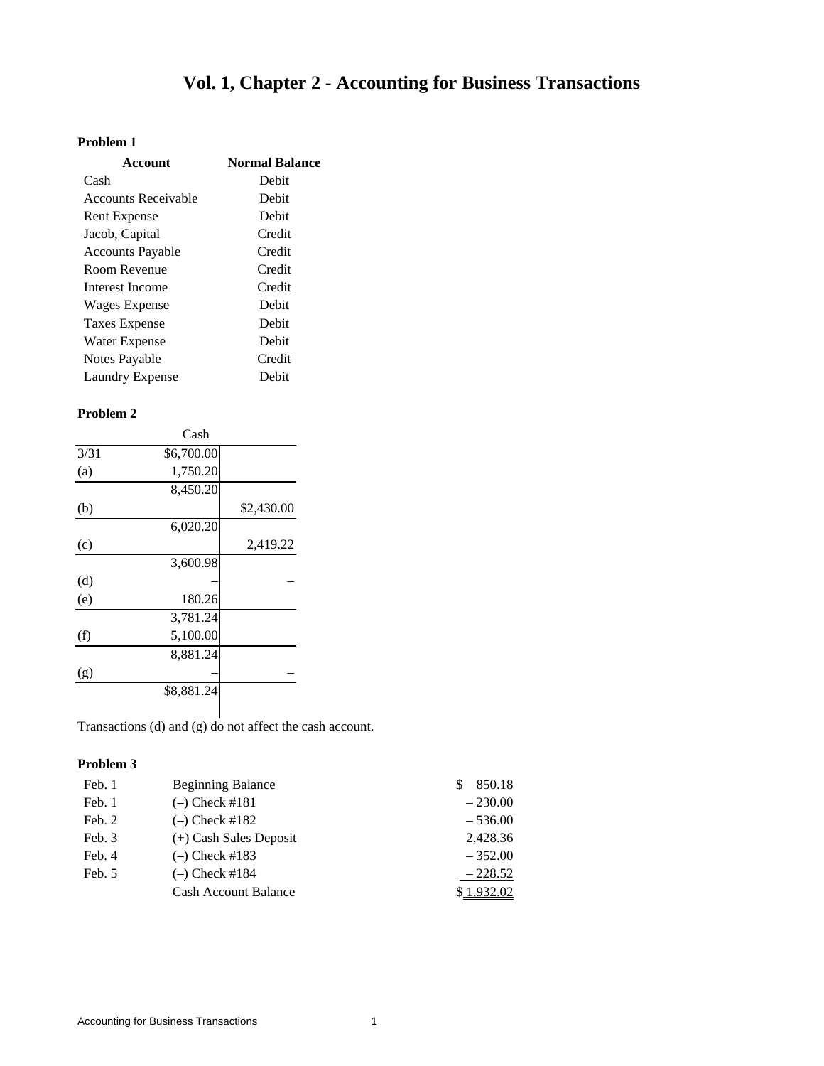# Vol. 1, Chapter 2 - Accounting for Business Transactions

**Problem 1**

| Account | Normal Balance |
|---|---|
| Cash | Debit |
| Accounts Receivable | Debit |
| Rent Expense | Debit |
| Jacob, Capital | Credit |
| Accounts Payable | Credit |
| Room Revenue | Credit |
| Interest Income | Credit |
| Wages Expense | Debit |
| Taxes Expense | Debit |
| Water Expense | Debit |
| Notes Payable | Credit |
| Laundry Expense | Debit |

**Problem 2**

| | Cash | |
|---|---|---|
| 3/31 | $6,700.00 | |
| (a) | 1,750.20 | |
| | 8,450.20 | |
| (b) | | $2,430.00 |
| | 6,020.20 | |
| (c) | | 2,419.22 |
| | 3,600.98 | |
| (d) | – | – |
| (e) | 180.26 | |
| | 3,781.24 | |
| (f) | 5,100.00 | |
| | 8,881.24 | |
| (g) | – | – |
| | $8,881.24 | |

Transactions (d) and (g) do not affect the cash account.

**Problem 3**

| | | |
|---|---|---|
| Feb. 1 | Beginning Balance | $ 850.18 |
| Feb. 1 | (–) Check #181 | – 230.00 |
| Feb. 2 | (–) Check #182 | – 536.00 |
| Feb. 3 | (+) Cash Sales Deposit | 2,428.36 |
| Feb. 4 | (–) Check #183 | – 352.00 |
| Feb. 5 | (–) Check #184 | – 228.52 |
| | Cash Account Balance | $ 1,932.02 |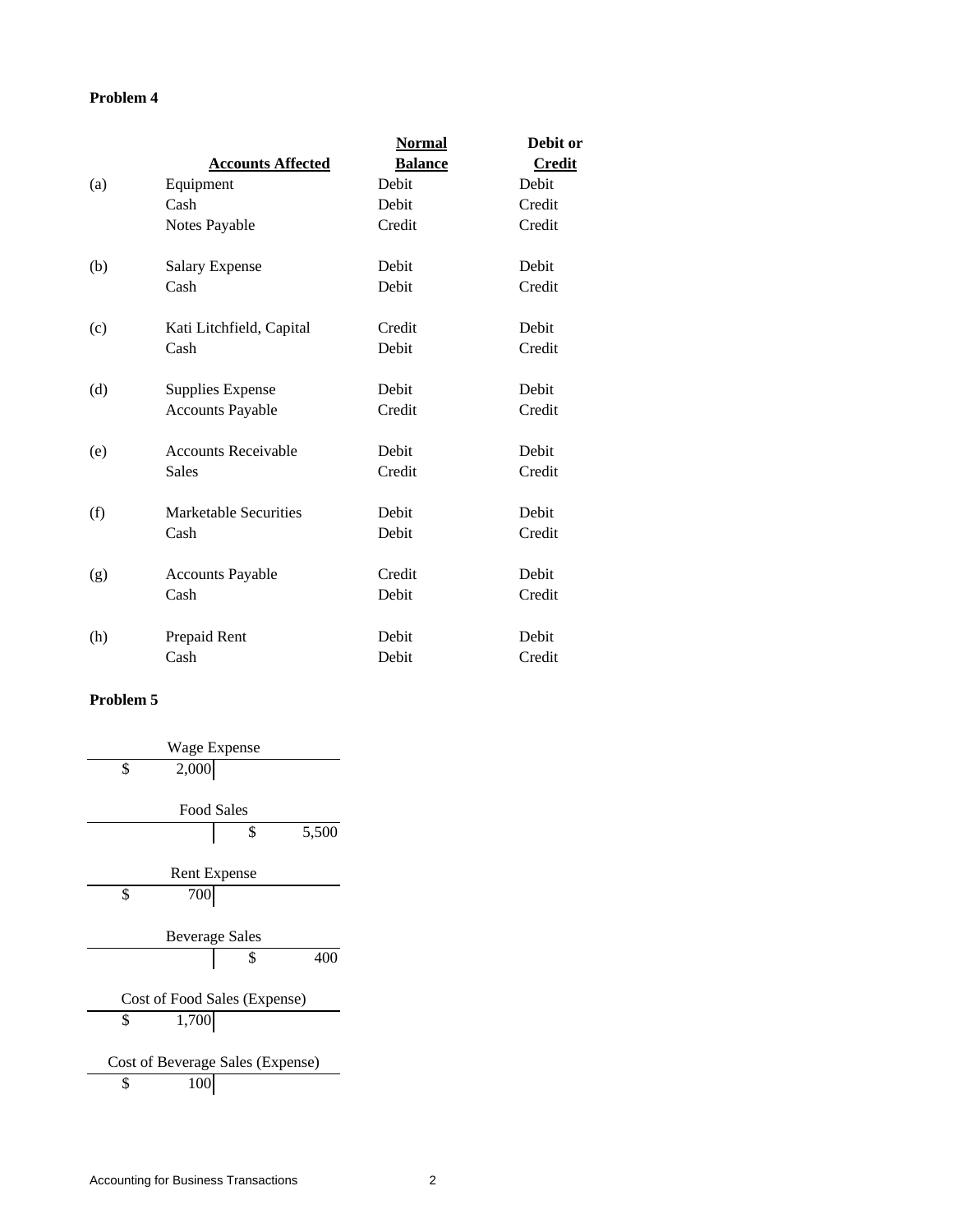**Problem 4**

| | Accounts Affected | Normal Balance | Debit or Credit |
|---|---|---|---|
| (a) | Equipment | Debit | Debit |
| | Cash | Debit | Credit |
| | Notes Payable | Credit | Credit |
| | | | |
| (b) | Salary Expense | Debit | Debit |
| | Cash | Debit | Credit |
| | | | |
| (c) | Kati Litchfield, Capital | Credit | Debit |
| | Cash | Debit | Credit |
| | | | |
| (d) | Supplies Expense | Debit | Debit |
| | Accounts Payable | Credit | Credit |
| | | | |
| (e) | Accounts Receivable | Debit | Debit |
| | Sales | Credit | Credit |
| | | | |
| (f) | Marketable Securities | Debit | Debit |
| | Cash | Debit | Credit |
| | | | |
| (g) | Accounts Payable | Credit | Debit |
| | Cash | Debit | Credit |
| | | | |
| (h) | Prepaid Rent | Debit | Debit |
| | Cash | Debit | Credit |

**Problem 5**

| Wage Expense | |
|---|---|
| $ 2,000 | |

| Food Sales | |
|---|---|
| | $ 5,500 |

| Rent Expense | |
|---|---|
| $ 700 | |

| Beverage Sales | |
|---|---|
| | $ 400 |

| Cost of Food Sales (Expense) | |
|---|---|
| $ 1,700 | |

| Cost of Beverage Sales (Expense) | |
|---|---|
| $ 100 | |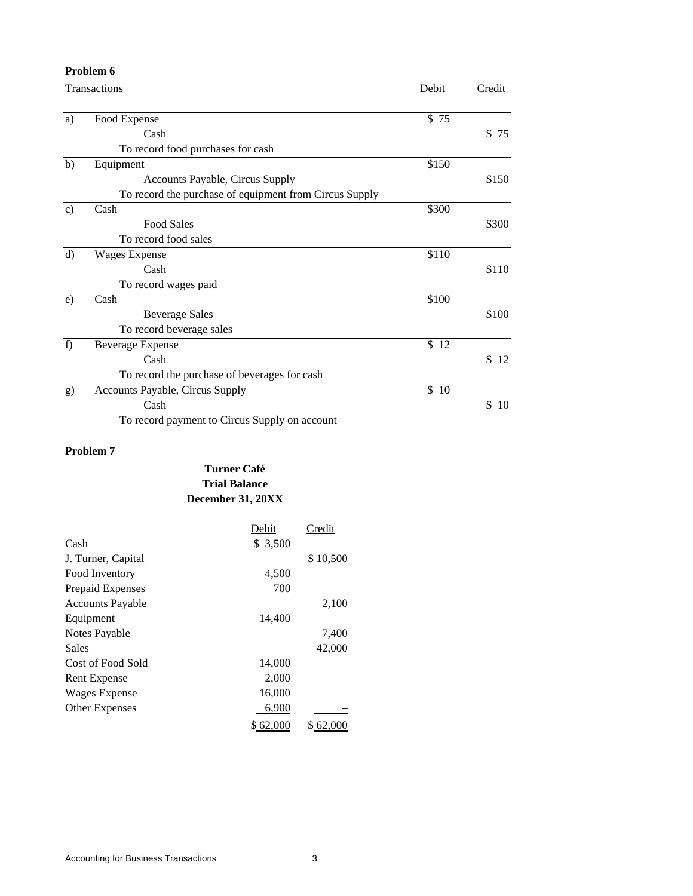**Problem 6**

| | Transactions | Debit | Credit |
|---|---|---|---|
| a) | Food Expense | $ 75 | |
| | Cash | | $ 75 |
| | To record food purchases for cash | | |
| b) | Equipment | $150 | |
| | Accounts Payable, Circus Supply | | $150 |
| | To record the purchase of equipment from Circus Supply | | |
| c) | Cash | $300 | |
| | Food Sales | | $300 |
| | To record food sales | | |
| d) | Wages Expense | $110 | |
| | Cash | | $110 |
| | To record wages paid | | |
| e) | Cash | $100 | |
| | Beverage Sales | | $100 |
| | To record beverage sales | | |
| f) | Beverage Expense | $ 12 | |
| | Cash | | $ 12 |
| | To record the purchase of beverages for cash | | |
| g) | Accounts Payable, Circus Supply | $ 10 | |
| | Cash | | $ 10 |
| | To record payment to Circus Supply on account | | |

**Problem 7**

**Turner Café**
**Trial Balance**
**December 31, 20XX**

| | Debit | Credit |
|---|---|---|
| Cash | $ 3,500 | |
| J. Turner, Capital | | $ 10,500 |
| Food Inventory | 4,500 | |
| Prepaid Expenses | 700 | |
| Accounts Payable | | 2,100 |
| Equipment | 14,400 | |
| Notes Payable | | 7,400 |
| Sales | | 42,000 |
| Cost of Food Sold | 14,000 | |
| Rent Expense | 2,000 | |
| Wages Expense | 16,000 | |
| Other Expenses | 6,900 | – |
| | $ 62,000 | $ 62,000 |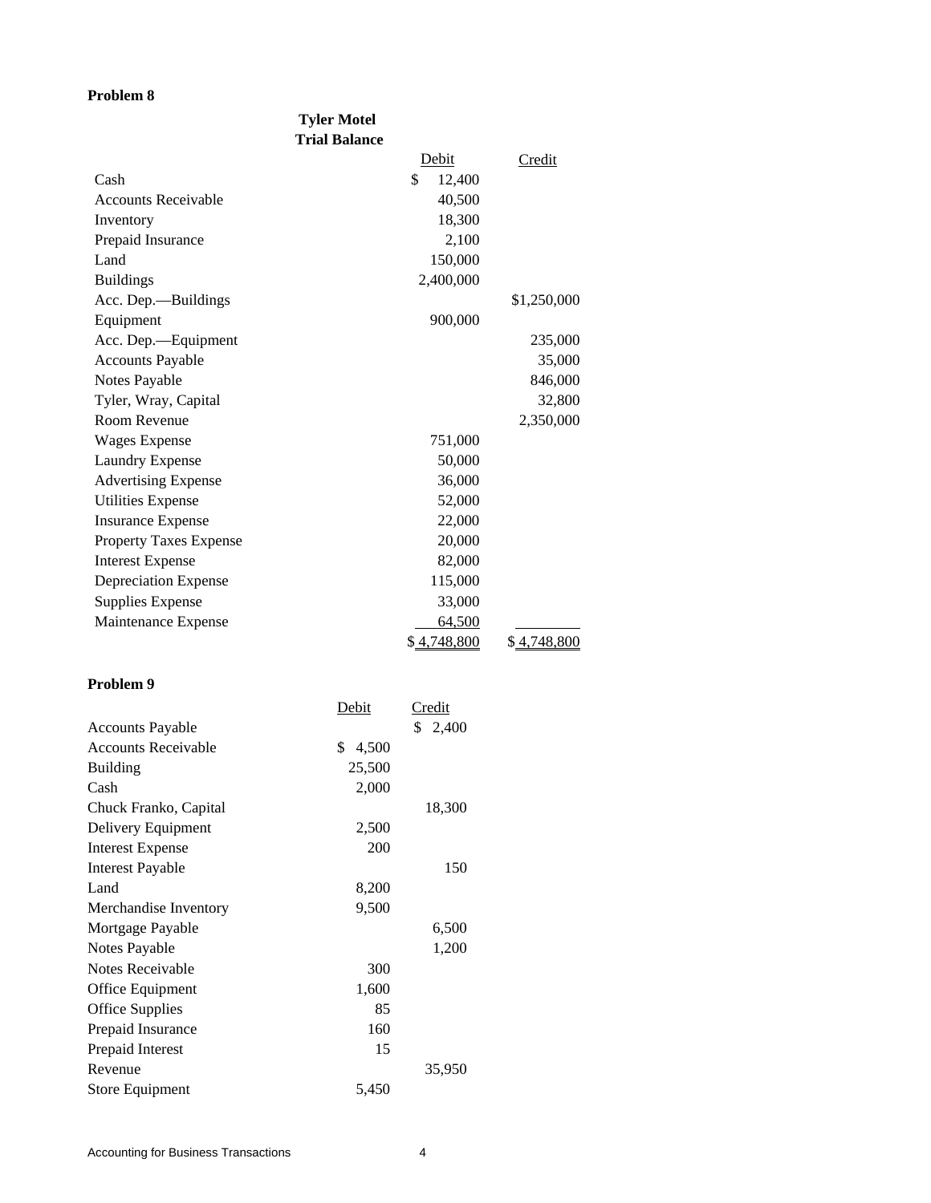**Problem 8**

**Tyler Motel**
**Trial Balance**

| | Debit | Credit |
|---|---|---|
| Cash | $ 12,400 | |
| Accounts Receivable | 40,500 | |
| Inventory | 18,300 | |
| Prepaid Insurance | 2,100 | |
| Land | 150,000 | |
| Buildings | 2,400,000 | |
| Acc. Dep.—Buildings | | $1,250,000 |
| Equipment | 900,000 | |
| Acc. Dep.—Equipment | | 235,000 |
| Accounts Payable | | 35,000 |
| Notes Payable | | 846,000 |
| Tyler, Wray, Capital | | 32,800 |
| Room Revenue | | 2,350,000 |
| Wages Expense | 751,000 | |
| Laundry Expense | 50,000 | |
| Advertising Expense | 36,000 | |
| Utilities Expense | 52,000 | |
| Insurance Expense | 22,000 | |
| Property Taxes Expense | 20,000 | |
| Interest Expense | 82,000 | |
| Depreciation Expense | 115,000 | |
| Supplies Expense | 33,000 | |
| Maintenance Expense | 64,500 | |
| | $ 4,748,800 | $ 4,748,800 |

**Problem 9**

| | Debit | Credit |
|---|---|---|
| Accounts Payable | | $ 2,400 |
| Accounts Receivable | $ 4,500 | |
| Building | 25,500 | |
| Cash | 2,000 | |
| Chuck Franko, Capital | | 18,300 |
| Delivery Equipment | 2,500 | |
| Interest Expense | 200 | |
| Interest Payable | | 150 |
| Land | 8,200 | |
| Merchandise Inventory | 9,500 | |
| Mortgage Payable | | 6,500 |
| Notes Payable | | 1,200 |
| Notes Receivable | 300 | |
| Office Equipment | 1,600 | |
| Office Supplies | 85 | |
| Prepaid Insurance | 160 | |
| Prepaid Interest | 15 | |
| Revenue | | 35,950 |
| Store Equipment | 5,450 | |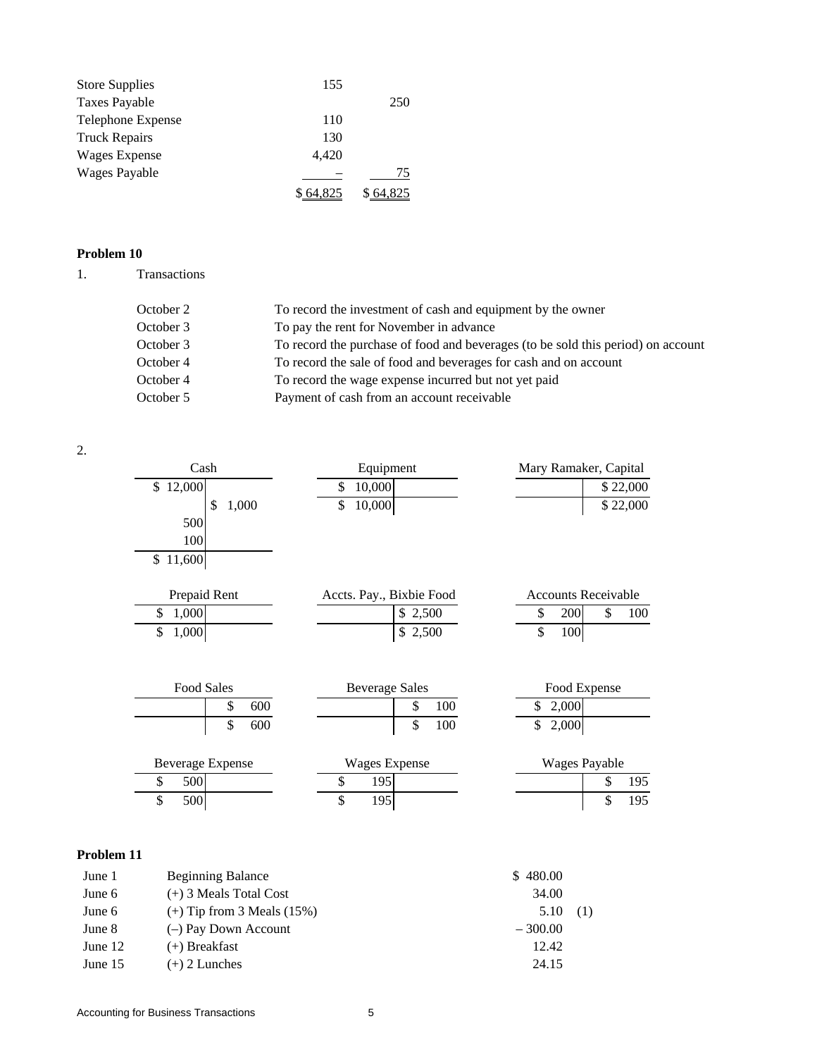| | | |
|---|---|---|
| Store Supplies | 155 | |
| Taxes Payable | | 250 |
| Telephone Expense | 110 | |
| Truck Repairs | 130 | |
| Wages Expense | 4,420 | |
| Wages Payable | – | 75 |
| | $ 64,825 | $ 64,825 |

**Problem 10**

1. Transactions

| | |
|---|---|
| October 2 | To record the investment of cash and equipment by the owner |
| October 3 | To pay the rent for November in advance |
| October 3 | To record the purchase of food and beverages (to be sold this period) on account |
| October 4 | To record the sale of food and beverages for cash and on account |
| October 4 | To record the wage expense incurred but not yet paid |
| October 5 | Payment of cash from an account receivable |

2.

**Cash**

| Debit | Credit |
|---|---|
| $ 12,000 | |
| | $ 1,000 |
| 500 | |
| 100 | |
| $ 11,600 | |

**Equipment**

| Debit | Credit |
|---|---|
| $ 10,000 | |
| $ 10,000 | |

**Mary Ramaker, Capital**

| Debit | Credit |
|---|---|
| | $ 22,000 |
| | $ 22,000 |

**Prepaid Rent**

| Debit | Credit |
|---|---|
| $ 1,000 | |
| $ 1,000 | |

**Accts. Pay., Bixbie Food**

| Debit | Credit |
|---|---|
| | $ 2,500 |
| | $ 2,500 |

**Accounts Receivable**

| Debit | Credit |
|---|---|
| $ 200 | $ 100 |
| $ 100 | |

**Food Sales**

| Debit | Credit |
|---|---|
| | $ 600 |
| | $ 600 |

**Beverage Sales**

| Debit | Credit |
|---|---|
| | $ 100 |
| | $ 100 |

**Food Expense**

| Debit | Credit |
|---|---|
| $ 2,000 | |
| $ 2,000 | |

**Beverage Expense**

| Debit | Credit |
|---|---|
| $ 500 | |
| $ 500 | |

**Wages Expense**

| Debit | Credit |
|---|---|
| $ 195 | |
| $ 195 | |

**Wages Payable**

| Debit | Credit |
|---|---|
| | $ 195 |
| | $ 195 |

**Problem 11**

| | | | |
|---|---|---|---|
| June 1 | Beginning Balance | $ 480.00 | |
| June 6 | (+) 3 Meals Total Cost | 34.00 | |
| June 6 | (+) Tip from 3 Meals (15%) | 5.10 | (1) |
| June 8 | (–) Pay Down Account | – 300.00 | |
| June 12 | (+) Breakfast | 12.42 | |
| June 15 | (+) 2 Lunches | 24.15 | |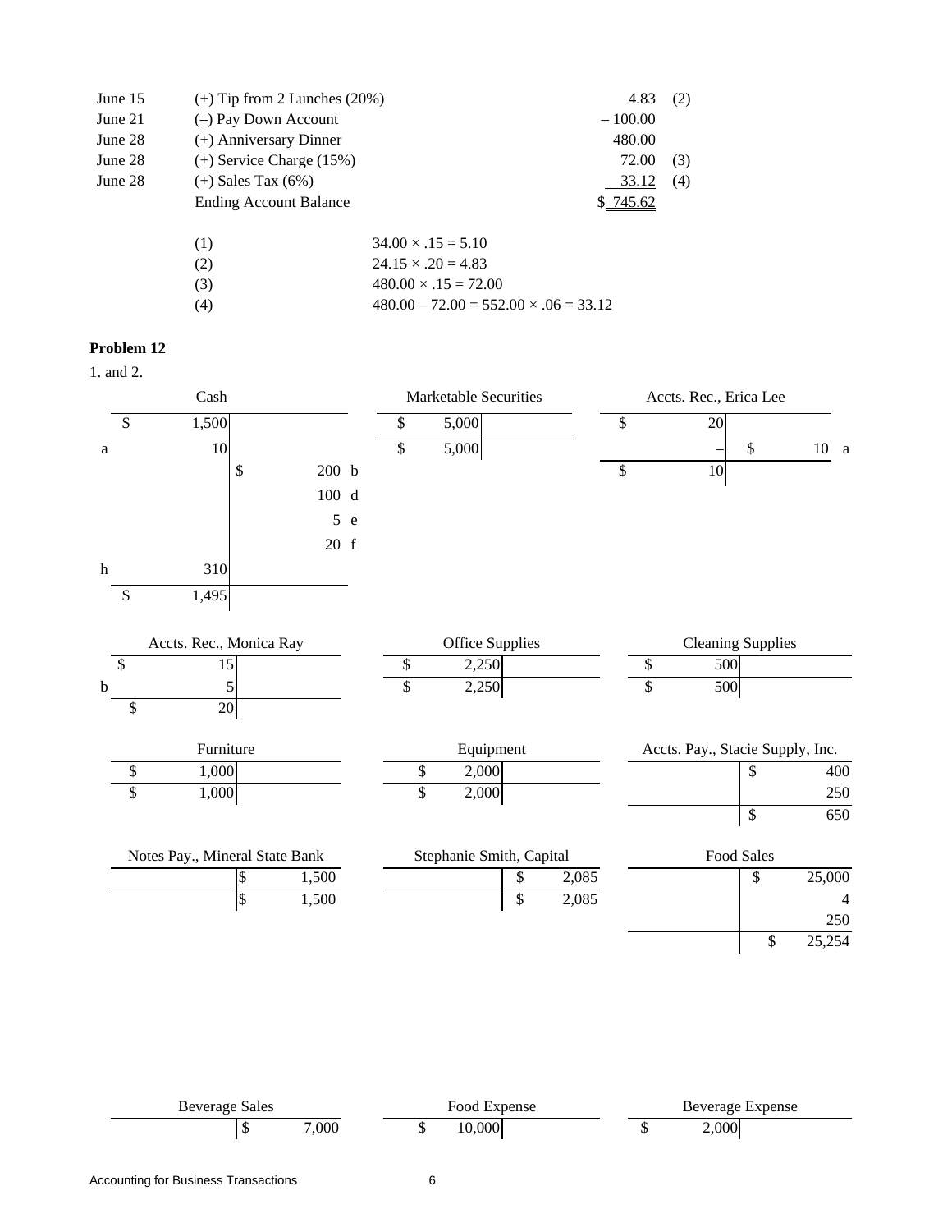| | | | |
|---|---|---|---|
| June 15 | (+) Tip from 2 Lunches (20%) | 4.83 | (2) |
| June 21 | (–) Pay Down Account | – 100.00 | |
| June 28 | (+) Anniversary Dinner | 480.00 | |
| June 28 | (+) Service Charge (15%) | 72.00 | (3) |
| June 28 | (+) Sales Tax (6%) | 33.12 | (4) |
| | Ending Account Balance | $ 745.62 | |

(1) $34.00 \times .15 = 5.10$

(2) $24.15 \times .20 = 4.83$

(3) $480.00 \times .15 = 72.00$

(4) $480.00 – 72.00 = 552.00 \times .06 = 33.12$

**Problem 12**

1. and 2.

**Cash**

| | Debit | Credit | |
|---|---|---|---|
| | $ 1,500 | | |
| a | 10 | | |
| | | $ 200 | b |
| | | 100 | d |
| | | 5 | e |
| | | 20 | f |
| h | 310 | | |
| | $ 1,495 | | |

**Marketable Securities**

| Debit | Credit |
|---|---|
| $ 5,000 | |
| $ 5,000 | |

**Accts. Rec., Erica Lee**

| Debit | Credit | |
|---|---|---|
| $ 20 | | |
| – | $ 10 | a |
| $ 10 | | |

**Accts. Rec., Monica Ray**

| | Debit | Credit |
|---|---|---|
| | $ 15 | |
| b | 5 | |
| | $ 20 | |

**Office Supplies**

| Debit | Credit |
|---|---|
| $ 2,250 | |
| $ 2,250 | |

**Cleaning Supplies**

| Debit | Credit |
|---|---|
| $ 500 | |
| $ 500 | |

**Furniture**

| Debit | Credit |
|---|---|
| $ 1,000 | |
| $ 1,000 | |

**Equipment**

| Debit | Credit |
|---|---|
| $ 2,000 | |
| $ 2,000 | |

**Accts. Pay., Stacie Supply, Inc.**

| Debit | Credit |
|---|---|
| | $ 400 |
| | 250 |
| | $ 650 |

**Notes Pay., Mineral State Bank**

| Debit | Credit |
|---|---|
| | $ 1,500 |
| | $ 1,500 |

**Stephanie Smith, Capital**

| Debit | Credit |
|---|---|
| | $ 2,085 |
| | $ 2,085 |

**Food Sales**

| Debit | Credit |
|---|---|
| | $ 25,000 |
| | 4 |
| | 250 |
| | $ 25,254 |

**Beverage Sales**

| Debit | Credit |
|---|---|
| | $ 7,000 |

**Food Expense**

| Debit | Credit |
|---|---|
| $ 10,000 | |

**Beverage Expense**

| Debit | Credit |
|---|---|
| $ 2,000 | |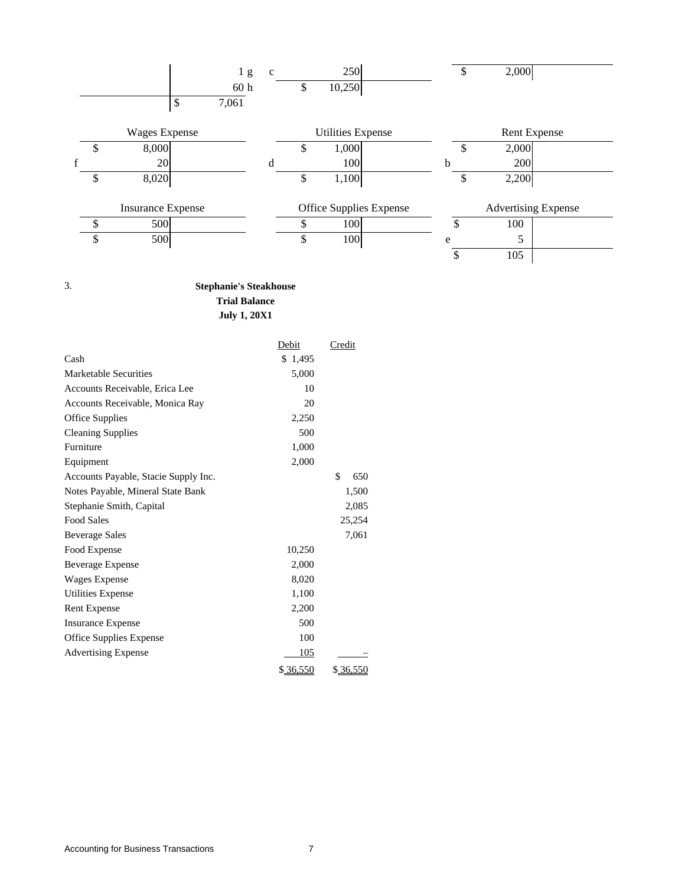| | | |
|---|---|---|
| | 1 g | |
| | 60 h | |
| | $ 7,061 | |

| | | |
|---|---|---|
| c | 250 | |
| | $ 10,250 | |

| | | |
|---|---|---|
| | $ 2,000 | |

**Wages Expense**

| | | |
|---|---|---|
| | $ 8,000 | |
| f | 20 | |
| | $ 8,020 | |

**Utilities Expense**

| | | |
|---|---|---|
| | $ 1,000 | |
| d | 100 | |
| | $ 1,100 | |

**Rent Expense**

| | | |
|---|---|---|
| | $ 2,000 | |
| b | 200 | |
| | $ 2,200 | |

**Insurance Expense**

| | | |
|---|---|---|
| | $ 500 | |
| | $ 500 | |

**Office Supplies Expense**

| | | |
|---|---|---|
| | $ 100 | |
| | $ 100 | |

**Advertising Expense**

| | | |
|---|---|---|
| | $ 100 | |
| e | 5 | |
| | $ 105 | |

3.

**Stephanie's Steakhouse**
**Trial Balance**
**July 1, 20X1**

| | Debit | Credit |
|---|---|---|
| Cash | $ 1,495 | |
| Marketable Securities | 5,000 | |
| Accounts Receivable, Erica Lee | 10 | |
| Accounts Receivable, Monica Ray | 20 | |
| Office Supplies | 2,250 | |
| Cleaning Supplies | 500 | |
| Furniture | 1,000 | |
| Equipment | 2,000 | |
| Accounts Payable, Stacie Supply Inc. | | $ 650 |
| Notes Payable, Mineral State Bank | | 1,500 |
| Stephanie Smith, Capital | | 2,085 |
| Food Sales | | 25,254 |
| Beverage Sales | | 7,061 |
| Food Expense | 10,250 | |
| Beverage Expense | 2,000 | |
| Wages Expense | 8,020 | |
| Utilities Expense | 1,100 | |
| Rent Expense | 2,200 | |
| Insurance Expense | 500 | |
| Office Supplies Expense | 100 | |
| Advertising Expense | 105 | – |
| | $ 36,550 | $ 36,550 |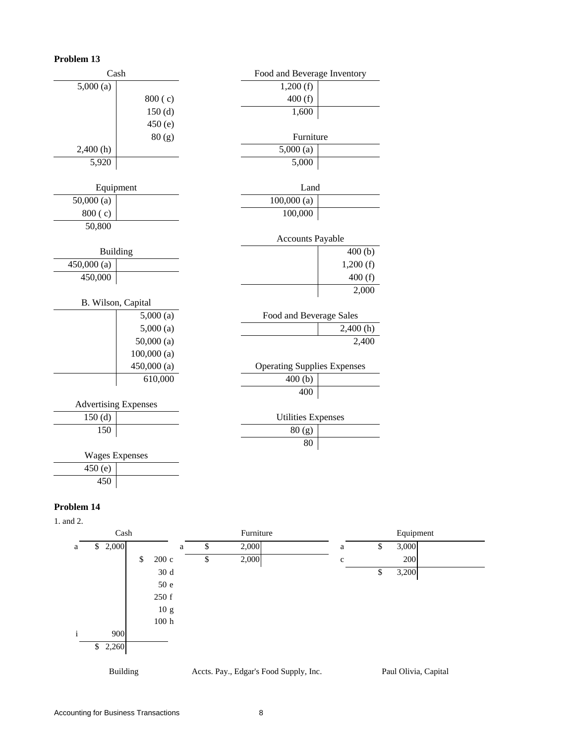**Problem 13**

**Cash**

| Debit | Credit |
|---|---|
| 5,000 (a) | |
| | 800 ( c) |
| | 150 (d) |
| | 450 (e) |
| | 80 (g) |
| 2,400 (h) | |
| 5,920 | |

**Food and Beverage Inventory**

| Debit | Credit |
|---|---|
| 1,200 (f) | |
| 400 (f) | |
| 1,600 | |

**Furniture**

| Debit | Credit |
|---|---|
| 5,000 (a) | |
| 5,000 | |

**Equipment**

| Debit | Credit |
|---|---|
| 50,000 (a) | |
| 800 ( c) | |
| 50,800 | |

**Land**

| Debit | Credit |
|---|---|
| 100,000 (a) | |
| 100,000 | |

**Accounts Payable**

| Debit | Credit |
|---|---|
| | 400 (b) |
| | 1,200 (f) |
| | 400 (f) |
| | 2,000 |

**Building**

| Debit | Credit |
|---|---|
| 450,000 (a) | |
| 450,000 | |

**B. Wilson, Capital**

| Debit | Credit |
|---|---|
| | 5,000 (a) |
| | 5,000 (a) |
| | 50,000 (a) |
| | 100,000 (a) |
| | 450,000 (a) |
| | 610,000 |

**Food and Beverage Sales**

| Debit | Credit |
|---|---|
| | 2,400 (h) |
| | 2,400 |

**Operating Supplies Expenses**

| Debit | Credit |
|---|---|
| 400 (b) | |
| 400 | |

**Advertising Expenses**

| Debit | Credit |
|---|---|
| 150 (d) | |
| 150 | |

**Utilities Expenses**

| Debit | Credit |
|---|---|
| 80 (g) | |
| 80 | |

**Wages Expenses**

| Debit | Credit |
|---|---|
| 450 (e) | |
| 450 | |

**Problem 14**

1. and 2.

**Cash**

| | Debit | Credit | |
|---|---|---|---|
| a | $ 2,000 | | |
| | | $ 200 | c |
| | | 30 | d |
| | | 50 | e |
| | | 250 | f |
| | | 10 | g |
| | | 100 | h |
| i | 900 | | |
| | $ 2,260 | | |

**Furniture**

| | Debit | Credit |
|---|---|---|
| a | $ 2,000 | |
| | $ 2,000 | |

**Equipment**

| | Debit | Credit |
|---|---|---|
| a | $ 3,000 | |
| c | 200 | |
| | $ 3,200 | |

Building

Accts. Pay., Edgar's Food Supply, Inc.

Paul Olivia, Capital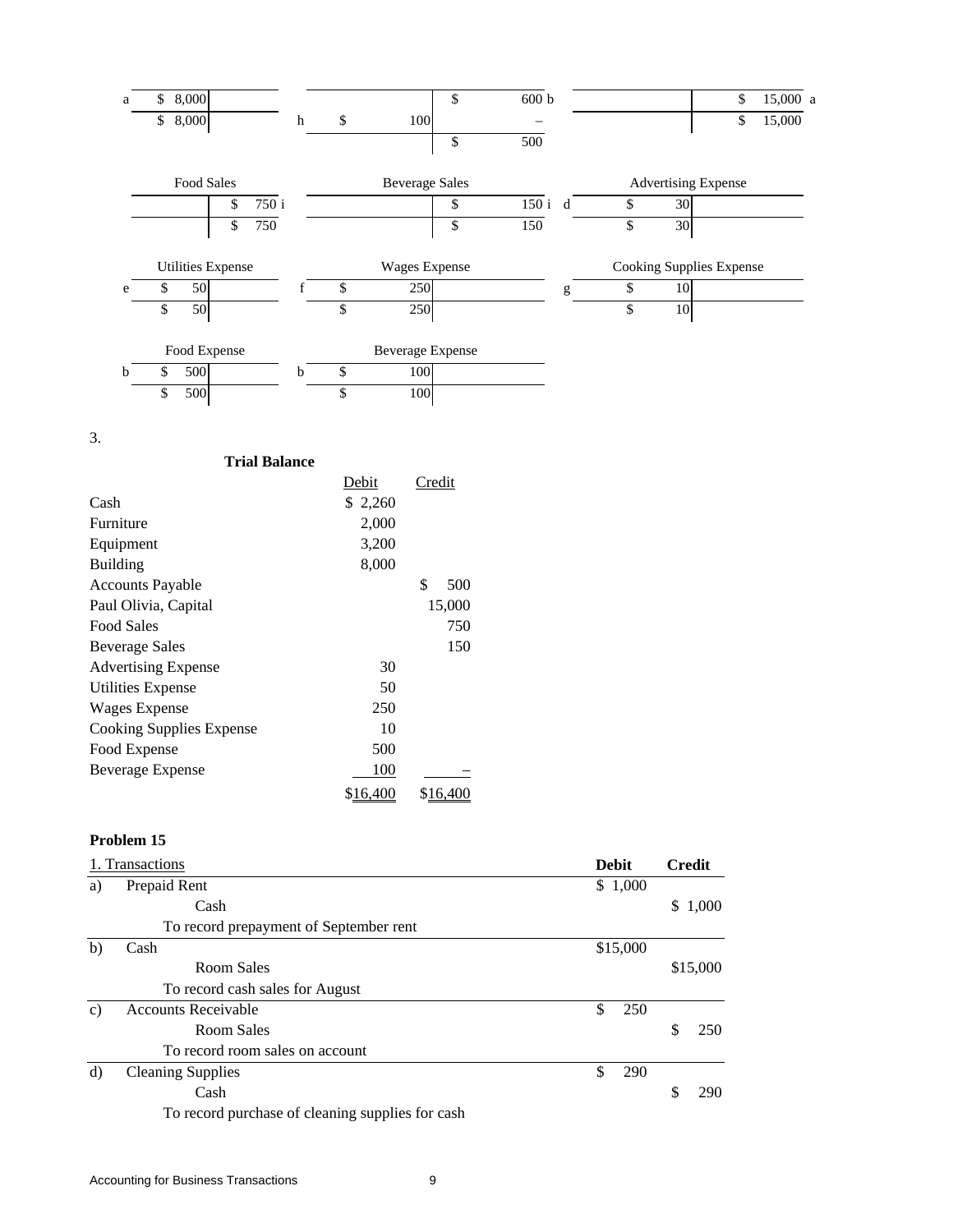| | Debit | | Credit | |
|---|---|---|---|---|
| a | $ 8,000 | | | |
| | $ 8,000 | | | |

| | Debit | | Credit | |
|---|---|---|---|---|
| | | | $ 600 | b |
| h | $ 100 | | – | |
| | | | $ 500 | |

| | Debit | | Credit | |
|---|---|---|---|---|
| | | | $ 15,000 | a |
| | | | $ 15,000 | |

**Food Sales**

| Debit | Credit | |
|---|---|---|
| | $ 750 | i |
| | $ 750 | |

**Beverage Sales**

| Debit | Credit | |
|---|---|---|
| | $ 150 | i |
| | $ 150 | |

**Advertising Expense**

| | Debit | Credit |
|---|---|---|
| d | $ 30 | |
| | $ 30 | |

**Utilities Expense**

| | Debit | Credit |
|---|---|---|
| e | $ 50 | |
| | $ 50 | |

**Wages Expense**

| | Debit | Credit |
|---|---|---|
| f | $ 250 | |
| | $ 250 | |

**Cooking Supplies Expense**

| | Debit | Credit |
|---|---|---|
| g | $ 10 | |
| | $ 10 | |

**Food Expense**

| | Debit | Credit |
|---|---|---|
| b | $ 500 | |
| | $ 500 | |

**Beverage Expense**

| | Debit | Credit |
|---|---|---|
| b | $ 100 | |
| | $ 100 | |

3.

**Trial Balance**

| | Debit | Credit |
|---|---|---|
| Cash | $ 2,260 | |
| Furniture | 2,000 | |
| Equipment | 3,200 | |
| Building | 8,000 | |
| Accounts Payable | | $ 500 |
| Paul Olivia, Capital | | 15,000 |
| Food Sales | | 750 |
| Beverage Sales | | 150 |
| Advertising Expense | 30 | |
| Utilities Expense | 50 | |
| Wages Expense | 250 | |
| Cooking Supplies Expense | 10 | |
| Food Expense | 500 | |
| Beverage Expense | 100 | – |
| | $16,400 | $16,400 |

**Problem 15**

| 1. Transactions | | Debit | Credit |
|---|---|---|---|
| a) | Prepaid Rent | $ 1,000 | |
| | Cash | | $ 1,000 |
| | To record prepayment of September rent | | |
| b) | Cash | $15,000 | |
| | Room Sales | | $15,000 |
| | To record cash sales for August | | |
| c) | Accounts Receivable | $ 250 | |
| | Room Sales | | $ 250 |
| | To record room sales on account | | |
| d) | Cleaning Supplies | $ 290 | |
| | Cash | | $ 290 |
| | To record purchase of cleaning supplies for cash | | |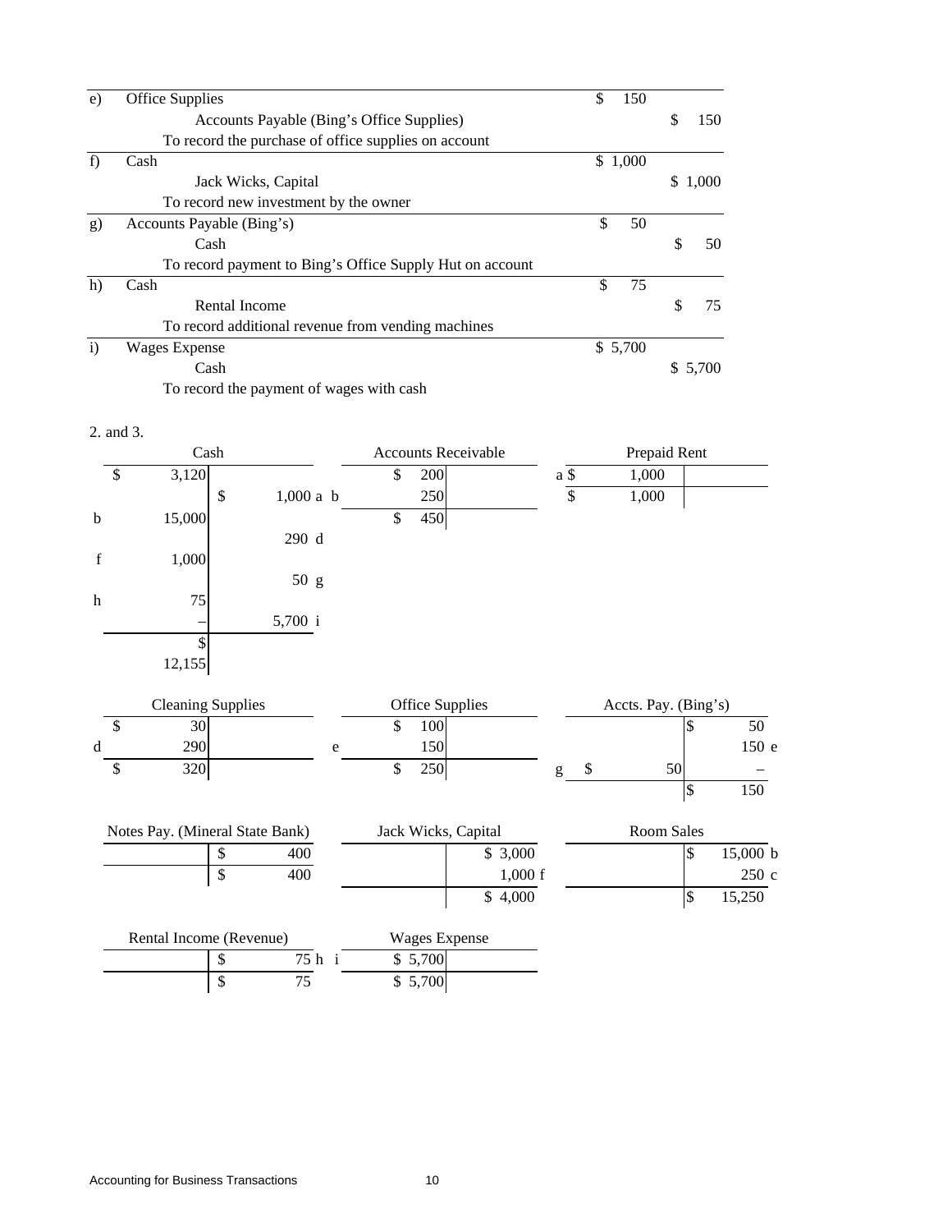| | | Debit | Credit |
|---|---|---|---|
| e) | Office Supplies | $ 150 | |
| | Accounts Payable (Bing's Office Supplies) | | $ 150 |
| | To record the purchase of office supplies on account | | |
| f) | Cash | $ 1,000 | |
| | Jack Wicks, Capital | | $ 1,000 |
| | To record new investment by the owner | | |
| g) | Accounts Payable (Bing's) | $ 50 | |
| | Cash | | $ 50 |
| | To record payment to Bing's Office Supply Hut on account | | |
| h) | Cash | $ 75 | |
| | Rental Income | | $ 75 |
| | To record additional revenue from vending machines | | |
| i) | Wages Expense | $ 5,700 | |
| | Cash | | $ 5,700 |
| | To record the payment of wages with cash | | |

2. and 3.

**Cash**

| | Debit | Credit | |
|---|---|---|---|
| | $ 3,120 | | |
| | | $ 1,000 | a |
| b | 15,000 | | |
| | | 290 | d |
| f | 1,000 | | |
| | | 50 | g |
| h | 75 | | |
| | – | 5,700 | i |
| | $ 12,155 | | |

**Accounts Receivable**

| | Debit | Credit |
|---|---|---|
| | $ 200 | |
| b | 250 | |
| | $ 450 | |

**Prepaid Rent**

| | Debit | Credit |
|---|---|---|
| a | $ 1,000 | |
| | $ 1,000 | |

**Cleaning Supplies**

| | Debit | Credit |
|---|---|---|
| | $ 30 | |
| d | 290 | |
| | $ 320 | |

**Office Supplies**

| | Debit | Credit |
|---|---|---|
| | $ 100 | |
| e | 150 | |
| | $ 250 | |

**Accts. Pay. (Bing's)**

| | Debit | Credit | |
|---|---|---|---|
| | | $ 50 | |
| | | 150 | e |
| g | $ 50 | – | |
| | | $ 150 | |

**Notes Pay. (Mineral State Bank)**

| Debit | Credit |
|---|---|
| | $ 400 |
| | $ 400 |

**Jack Wicks, Capital**

| Debit | Credit | |
|---|---|---|
| | $ 3,000 | |
| | 1,000 | f |
| | $ 4,000 | |

**Room Sales**

| Debit | Credit | |
|---|---|---|
| | $ 15,000 | b |
| | 250 | c |
| | $ 15,250 | |

**Rental Income (Revenue)**

| Debit | Credit | |
|---|---|---|
| | $ 75 | h |
| | $ 75 | |

**Wages Expense**

| | Debit | Credit |
|---|---|---|
| i | $ 5,700 | |
| | $ 5,700 | |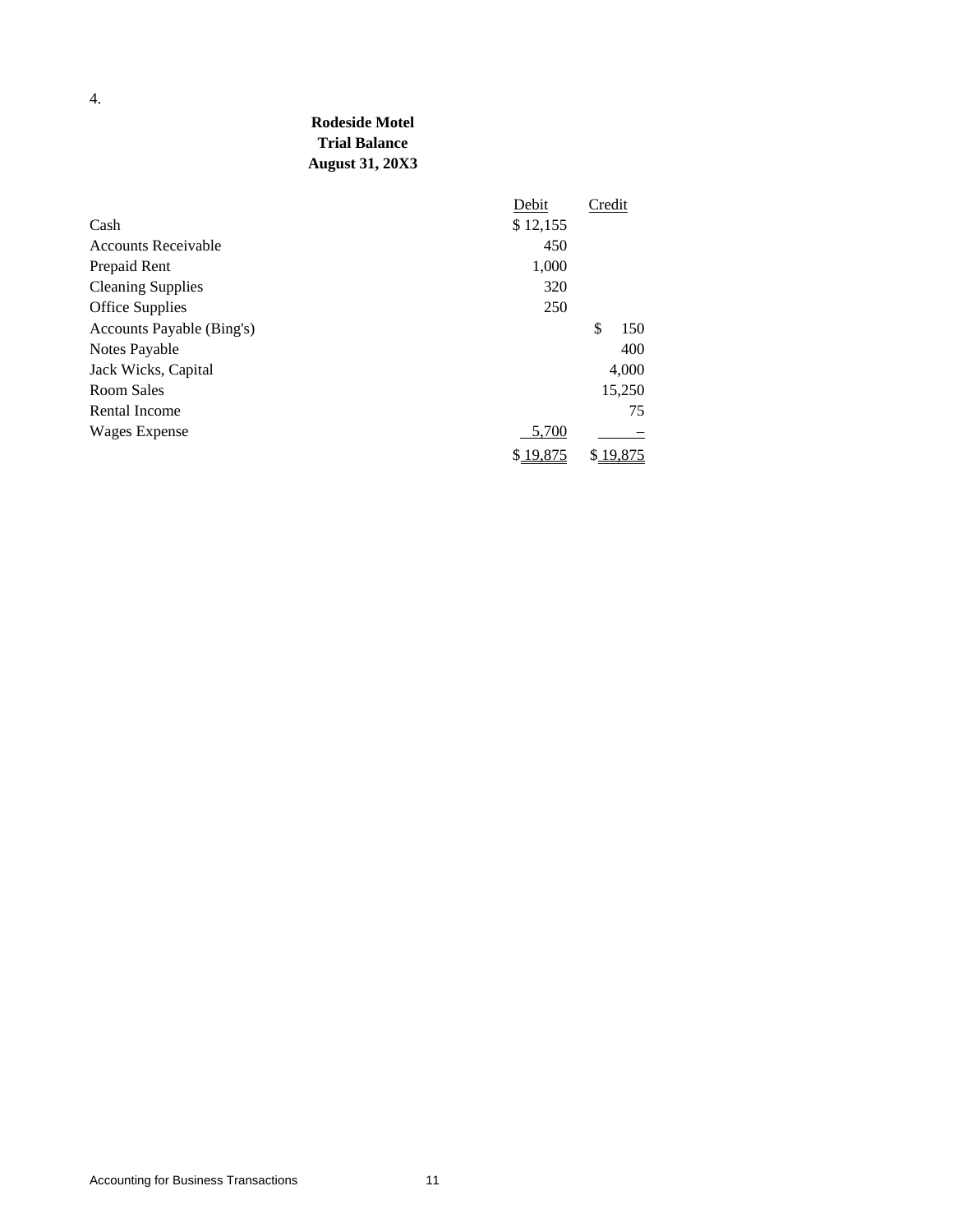4.

**Rodeside Motel**
**Trial Balance**
**August 31, 20X3**

| | Debit | Credit |
|---|---|---|
| Cash | $ 12,155 | |
| Accounts Receivable | 450 | |
| Prepaid Rent | 1,000 | |
| Cleaning Supplies | 320 | |
| Office Supplies | 250 | |
| Accounts Payable (Bing's) | | $ 150 |
| Notes Payable | | 400 |
| Jack Wicks, Capital | | 4,000 |
| Room Sales | | 15,250 |
| Rental Income | | 75 |
| Wages Expense | 5,700 | – |
| | $ 19,875 | $ 19,875 |